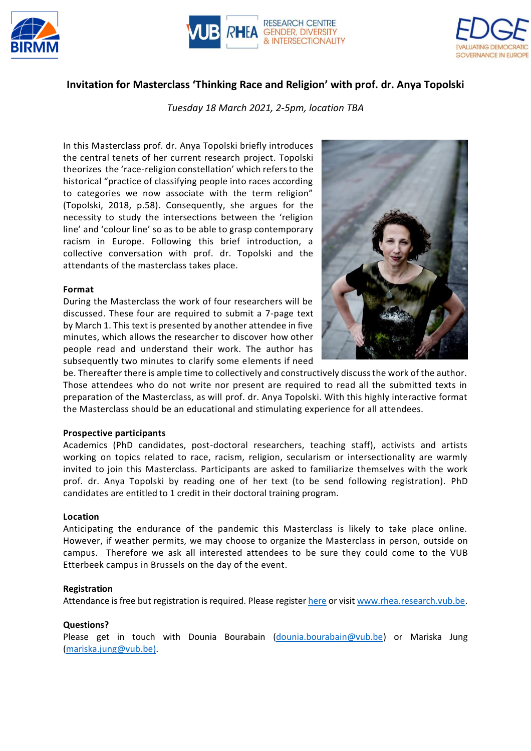# Invitation for Masterclass 'Thinking Race and Religion' with prof. dr. Anya Topolski

*Tuesday 18 March 2021, 2-5pm, location TBA*

In this Masterclass prof. dr. Anya Topolski briefly introduces the central tenets of her current research project. Topolski theorizes the 'race-religion constellation' which refers to the historical "practice of classifying people into races according to categories we now associate with the term religion" (Topolski, 2018, p.58). Consequently, she argues for the necessity to study the intersections between the 'religion line' and 'colour line' so as to be able to grasp contemporary racism in Europe. Following this brief introduction, a collective conversation with prof. dr. Topolski and the attendants of the masterclass takes place.

**Format**

During the Masterclass the work of four researchers will be discussed. These four are required to submit a 7-page text by March 1. This text is presented by another attendee in five minutes, which allows the researcher to discover how other people read and understand their work. The author has subsequently two minutes to clarify some elements if need be. Thereafter there is ample time to collectively and constructively discuss the work of the author. Those attendees who do not write nor present are required to read all the submitted texts in preparation of the Masterclass, as will prof. dr. Anya Topolski. With this highly interactive format the Masterclass should be an educational and stimulating experience for all attendees.

**Prospective participants**

Academics (PhD candidates, post-doctoral researchers, teaching staff), activists and artists working on topics related to race, racism, religion, secularism or intersectionality are warmly invited to join this Masterclass. Participants are asked to familiarize themselves with the work prof. dr. Anya Topolski by reading one of her text (to be send following registration). PhD candidates are entitled to 1 credit in their doctoral training program.

**Location**

Anticipating the endurance of the pandemic this Masterclass is likely to take place online. However, if weather permits, we may choose to organize the Masterclass in person, outside on campus. Therefore we ask all interested attendees to be sure they could come to the VUB Etterbeek campus in Brussels on the day of the event.

**Registration**

Attendance is free but registration is required. Please register here or visit www.rhea.research.vub.be.

**Questions?**

Please get in touch with Dounia Bourabain (dounia.bourabain@vub.be) or Mariska Jung (mariska.jung@vub.be).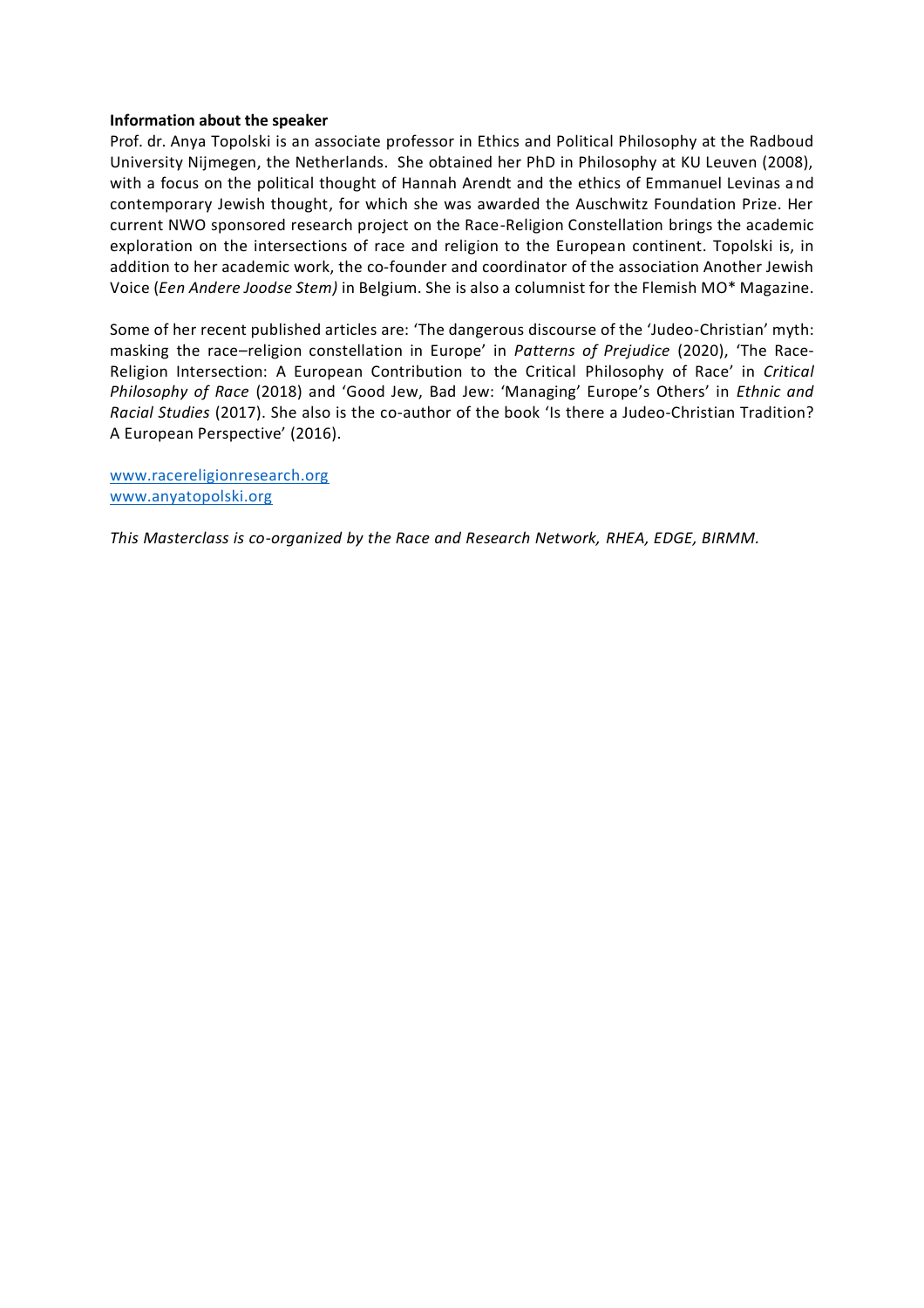**Information about the speaker**

Prof. dr. Anya Topolski is an associate professor in Ethics and Political Philosophy at the Radboud University Nijmegen, the Netherlands. She obtained her PhD in Philosophy at KU Leuven (2008), with a focus on the political thought of Hannah Arendt and the ethics of Emmanuel Levinas and contemporary Jewish thought, for which she was awarded the Auschwitz Foundation Prize. Her current NWO sponsored research project on the Race-Religion Constellation brings the academic exploration on the intersections of race and religion to the European continent. Topolski is, in addition to her academic work, the co-founder and coordinator of the association Another Jewish Voice (*Een Andere Joodse Stem)* in Belgium. She is also a columnist for the Flemish MO* Magazine.

Some of her recent published articles are: 'The dangerous discourse of the 'Judeo-Christian' myth: masking the race–religion constellation in Europe' in *Patterns of Prejudice* (2020), 'The Race-Religion Intersection: A European Contribution to the Critical Philosophy of Race' in *Critical Philosophy of Race* (2018) and 'Good Jew, Bad Jew: 'Managing' Europe's Others' in *Ethnic and Racial Studies* (2017). She also is the co-author of the book 'Is there a Judeo-Christian Tradition? A European Perspective' (2016).

[www.racereligionresearch.org](http://www.racereligionresearch.org)
[www.anyatopolski.org](http://www.anyatopolski.org)

*This Masterclass is co-organized by the Race and Research Network, RHEA, EDGE, BIRMM.*